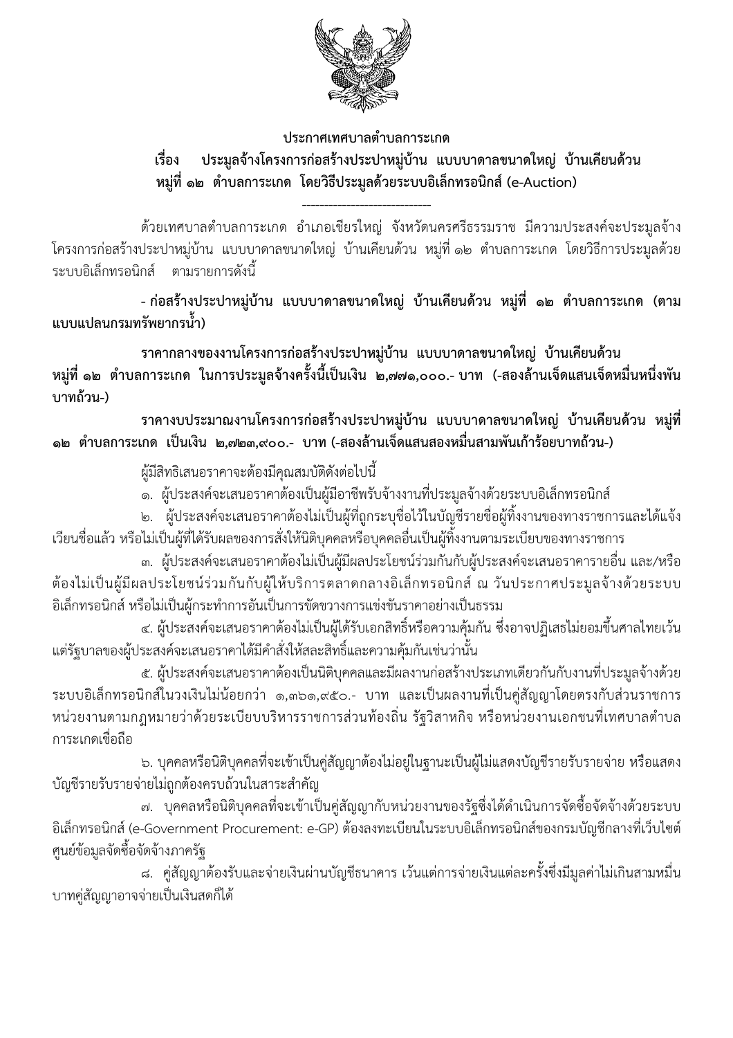**ประกาศเทศบาลตำบลการะเกด**

**เรื่อง ประมูลจ้างโครงการก่อสร้างประปาหมู่บ้าน แบบบาดาลขนาดใหญ่ บ้านเคียนด้วน หมู่ที่ ๑๒ ตำบลการะเกด โดยวิธีประมูลด้วยระบบอิเล็กทรอนิกส์ (e-Auction)**

---

ด้วยเทศบาลตำบลการะเกด อำเภอเชียรใหญ่ จังหวัดนครศรีธรรมราช มีความประสงค์จะประมูลจ้างโครงการก่อสร้างประปาหมู่บ้าน แบบบาดาลขนาดใหญ่ บ้านเคียนด้วน หมู่ที่ ๑๒ ตำบลการะเกด โดยวิธีการประมูลด้วยระบบอิเล็กทรอนิกส์ ตามรายการดังนี้

**- ก่อสร้างประปาหมู่บ้าน แบบบาดาลขนาดใหญ่ บ้านเคียนด้วน หมู่ที่ ๑๒ ตำบลการะเกด (ตามแบบแปลนกรมทรัพยากรน้ำ)**

**ราคากลางของงานโครงการก่อสร้างประปาหมู่บ้าน แบบบาดาลขนาดใหญ่ บ้านเคียนด้วน หมู่ที่ ๑๒ ตำบลการะเกด ในการประมูลจ้างครั้งนี้เป็นเงิน ๒,๗๗๑,๐๐๐.- บาท (-สองล้านเจ็ดแสนเจ็ดหมื่นหนึ่งพันบาทถ้วน-)**

**ราคางบประมาณงานโครงการก่อสร้างประปาหมู่บ้าน แบบบาดาลขนาดใหญ่ บ้านเคียนด้วน หมู่ที่ ๑๒ ตำบลการะเกด เป็นเงิน ๒,๗๒๓,๙๐๐.- บาท (-สองล้านเจ็ดแสนสองหมื่นสามพันเก้าร้อยบาทถ้วน-)**

ผู้มีสิทธิเสนอราคาจะต้องมีคุณสมบัติดังต่อไปนี้

๑. ผู้ประสงค์จะเสนอราคาต้องเป็นผู้มีอาชีพรับจ้างงานที่ประมูลจ้างด้วยระบบอิเล็กทรอนิกส์

๒. ผู้ประสงค์จะเสนอราคาต้องไม่เป็นผู้ที่ถูกระบุชื่อไว้ในบัญชีรายชื่อผู้ทิ้งงานของทางราชการและได้แจ้งเวียนชื่อแล้ว หรือไม่เป็นผู้ที่ได้รับผลของการสั่งให้นิติบุคคลหรือบุคคลอื่นเป็นผู้ทิ้งงานตามระเบียบของทางราชการ

๓. ผู้ประสงค์จะเสนอราคาต้องไม่เป็นผู้มีผลประโยชน์ร่วมกันกับผู้ประสงค์จะเสนอราคารายอื่น และ/หรือต้องไม่เป็นผู้มีผลประโยชน์ร่วมกันกับผู้ให้บริการตลาดกลางอิเล็กทรอนิกส์ ณ วันประกาศประมูลจ้างด้วยระบบอิเล็กทรอนิกส์ หรือไม่เป็นผู้กระทำการอันเป็นการขัดขวางการแข่งขันราคาอย่างเป็นธรรม

๔. ผู้ประสงค์จะเสนอราคาต้องไม่เป็นผู้ได้รับเอกสิทธิ์หรือความคุ้มกัน ซึ่งอาจปฏิเสธไม่ยอมขึ้นศาลไทยเว้นแต่รัฐบาลของผู้ประสงค์จะเสนอราคาได้มีคำสั่งให้สละสิทธิ์และความคุ้มกันเช่นว่านั้น

๕. ผู้ประสงค์จะเสนอราคาต้องเป็นนิติบุคคลและมีผลงานก่อสร้างประเภทเดียวกันกับงานที่ประมูลจ้างด้วยระบบอิเล็กทรอนิกส์ในวงเงินไม่น้อยกว่า ๑,๓๖๑,๙๕๐.- บาท และเป็นผลงานที่เป็นคู่สัญญาโดยตรงกับส่วนราชการ หน่วยงานตามกฎหมายว่าด้วยระเบียบบริหารราชการส่วนท้องถิ่น รัฐวิสาหกิจ หรือหน่วยงานเอกชนที่เทศบาลตำบลการะเกดเชื่อถือ

๖. บุคคลหรือนิติบุคคลที่จะเข้าเป็นคู่สัญญาต้องไม่อยู่ในฐานะเป็นผู้ไม่แสดงบัญชีรายรับรายจ่าย หรือแสดงบัญชีรายรับรายจ่ายไม่ถูกต้องครบถ้วนในสาระสำคัญ

๗. บุคคลหรือนิติบุคคลที่จะเข้าเป็นคู่สัญญากับหน่วยงานของรัฐซึ่งได้ดำเนินการจัดซื้อจัดจ้างด้วยระบบอิเล็กทรอนิกส์ (e-Government Procurement: e-GP) ต้องลงทะเบียนในระบบอิเล็กทรอนิกส์ของกรมบัญชีกลางที่เว็บไซต์ศูนย์ข้อมูลจัดซื้อจัดจ้างภาครัฐ

๘. คู่สัญญาต้องรับและจ่ายเงินผ่านบัญชีธนาคาร เว้นแต่การจ่ายเงินแต่ละครั้งซึ่งมีมูลค่าไม่เกินสามหมื่นบาทคู่สัญญาอาจจ่ายเป็นเงินสดก็ได้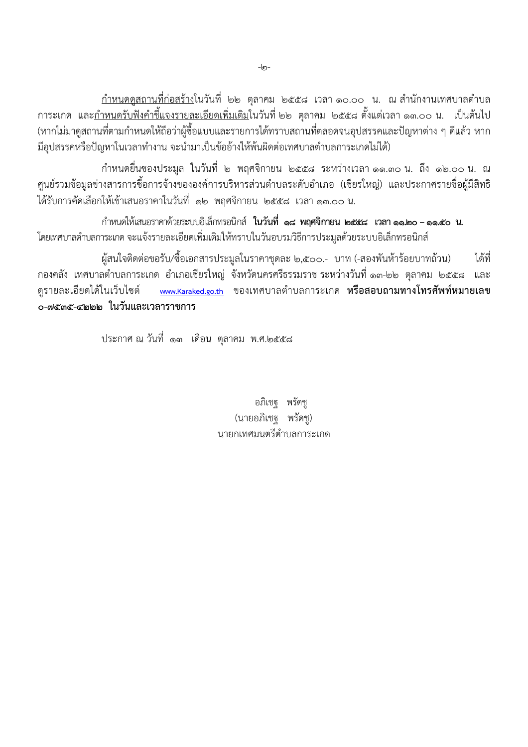กำหนดดูสถานที่ก่อสร้างในวันที่ ๒๒ ตุลาคม ๒๕๕๘ เวลา ๑๐.๐๐ น. ณ สำนักงานเทศบาลตำบลการะเกด และกำหนดรับฟังคำชี้แจงรายละเอียดเพิ่มเติมในวันที่ ๒๒ ตุลาคม ๒๕๕๘ ตั้งแต่เวลา ๑๓.๐๐ น. เป็นต้นไป (หากไม่มาดูสถานที่ตามกำหนดให้ถือว่าผู้ซื้อแบบและรายการได้ทราบสถานที่ตลอดจนอุปสรรคและปัญหาต่าง ๆ ดีแล้ว หากมีอุปสรรคหรือปัญหาในเวลาทำงาน จะนำมาเป็นข้ออ้างให้พ้นผิดต่อเทศบาลตำบลการะเกดไม่ได้)

กำหนดยื่นซองประมูล ในวันที่ ๒ พฤศจิกายน ๒๕๕๘ ระหว่างเวลา ๑๑.๓๐ น. ถึง ๑๒.๐๐ น. ณ ศูนย์รวมข้อมูลข่างสารการซื้อการจ้างขององค์การบริหารส่วนตำบลระดับอำเภอ (เชียรใหญ่) และประกาศรายชื่อผู้มีสิทธิได้รับการคัดเลือกให้เข้าเสนอราคาในวันที่ ๑๒ พฤศจิกายน ๒๕๕๘ เวลา ๑๓.๐๐ น.

กำหนดให้เสนอราคาด้วยระบบอิเล็กทรอนิกส์ **ในวันที่ ๑๘ พฤศจิกายน ๒๕๕๘ เวลา ๑๑.๒๐ – ๑๑.๕๐ น.** โดยเทศบาลตำบลการะเกด จะแจ้งรายละเอียดเพิ่มเติมให้ทราบในวันอบรมวิธีการประมูลด้วยระบบอิเล็กทรอนิกส์

ผู้สนใจติดต่อขอรับ/ซื้อเอกสารประมูลในราคาชุดละ ๒,๕๐๐.- บาท (-สองพันห้าร้อยบาทถ้วน) ได้ที่กองคลัง เทศบาลตำบลการะเกด อำเภอเชียรใหญ่ จังหวัดนครศรีธรรมราช ระหว่างวันที่ ๑๓-๒๒ ตุลาคม ๒๕๕๘ และดูรายละเอียดได้ในเว็บไซต์ www.Karaked.go.th ของเทศบาลตำบลการะเกด **หรือสอบถามทางโทรศัพท์หมายเลข ๐-๗๕๓๕-๔๒๒๒ ในวันและเวลาราชการ**

ประกาศ ณ วันที่ ๑๓ เดือน ตุลาคม พ.ศ.๒๕๕๘

อภิเชฐ พรัดชู

(นายอภิเชฐ พรัดชู)

นายกเทศมนตรีตำบลการะเกด